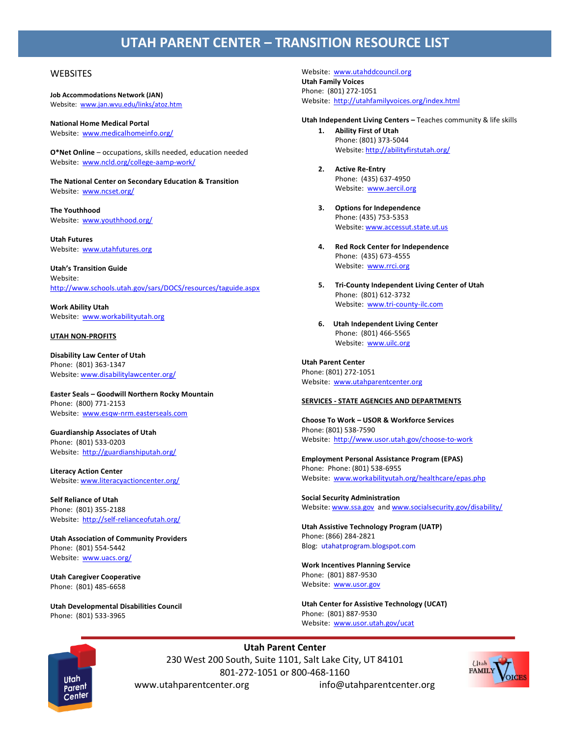# UTAH PARENT CENTER – TRANSITION RESOURCE LIST

## WEBSITES

**Job Accommodations Network (JAN)**
Website: www.jan.wvu.edu/links/atoz.htm

**National Home Medical Portal**
Website: www.medicalhomeinfo.org/

**O*Net Online** – occupations, skills needed, education needed
Website: www.ncld.org/college-aamp-work/

**The National Center on Secondary Education & Transition**
Website: www.ncset.org/

**The Youthhood**
Website: www.youthhood.org/

**Utah Futures**
Website: www.utahfutures.org

**Utah's Transition Guide**
Website: http://www.schools.utah.gov/sars/DOCS/resources/taguide.aspx

**Work Ability Utah**
Website: www.workabilityutah.org

## UTAH NON-PROFITS

**Disability Law Center of Utah**
Phone: (801) 363-1347
Website: www.disabilitylawcenter.org/

**Easter Seals – Goodwill Northern Rocky Mountain**
Phone: (800) 771-2153
Website: www.esgw-nrm.easterseals.com

**Guardianship Associates of Utah**
Phone: (801) 533-0203
Website: http://guardianshiputah.org/

**Literacy Action Center**
Website: www.literacyactioncenter.org/

**Self Reliance of Utah**
Phone: (801) 355-2188
Website: http://self-relianceofutah.org/

**Utah Association of Community Providers**
Phone: (801) 554-5442
Website: www.uacs.org/

**Utah Caregiver Cooperative**
Phone: (801) 485-6658

**Utah Developmental Disabilities Council**
Phone: (801) 533-3965
Website: www.utahddcouncil.org

**Utah Family Voices**
Phone: (801) 272-1051
Website: http://utahfamilyvoices.org/index.html

**Utah Independent Living Centers** – Teaches community & life skills

1. **Ability First of Utah**
   Phone: (801) 373-5044
   Website: http://abilityfirstutah.org/
2. **Active Re-Entry**
   Phone: (435) 637-4950
   Website: www.aercil.org
3. **Options for Independence**
   Phone: (435) 753-5353
   Website: www.accessut.state.ut.us
4. **Red Rock Center for Independence**
   Phone: (435) 673-4555
   Website: www.rrci.org
5. **Tri-County Independent Living Center of Utah**
   Phone: (801) 612-3732
   Website: www.tri-county-ilc.com
6. **Utah Independent Living Center**
   Phone: (801) 466-5565
   Website: www.uilc.org

**Utah Parent Center**
Phone: (801) 272-1051
Website: www.utahparentcenter.org

## SERVICES - STATE AGENCIES AND DEPARTMENTS

**Choose To Work – USOR & Workforce Services**
Phone: (801) 538-7590
Website: http://www.usor.utah.gov/choose-to-work

**Employment Personal Assistance Program (EPAS)**
Phone: Phone: (801) 538-6955
Website: www.workabilityutah.org/healthcare/epas.php

**Social Security Administration**
Website: www.ssa.gov and www.socialsecurity.gov/disability/

**Utah Assistive Technology Program (UATP)**
Phone: (866) 284-2821
Blog: utahatprogram.blogspot.com

**Work Incentives Planning Service**
Phone: (801) 887-9530
Website: www.usor.gov

**Utah Center for Assistive Technology (UCAT)**
Phone: (801) 887-9530
Website: www.usor.utah.gov/ucat

**Utah Parent Center**
230 West 200 South, Suite 1101, Salt Lake City, UT 84101
801-272-1051 or 800-468-1160
www.utahparentcenter.org info@utahparentcenter.org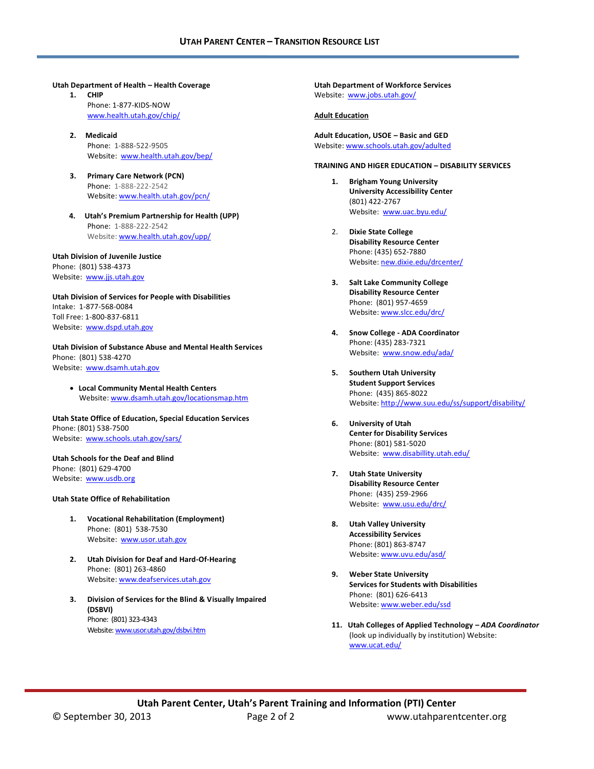**Utah Department of Health – Health Coverage**

1. **CHIP**
   Phone: 1-877-KIDS-NOW
   www.health.utah.gov/chip/

2. **Medicaid**
   Phone: 1-888-522-9505
   Website: www.health.utah.gov/bep/

3. **Primary Care Network (PCN)**
   Phone: 1-888-222-2542
   Website: www.health.utah.gov/pcn/

4. **Utah's Premium Partnership for Health (UPP)**
   Phone: 1-888-222-2542
   Website: www.health.utah.gov/upp/

**Utah Division of Juvenile Justice**
Phone: (801) 538-4373
Website: www.jjs.utah.gov

**Utah Division of Services for People with Disabilities**
Intake: 1-877-568-0084
Toll Free: 1-800-837-6811
Website: www.dspd.utah.gov

**Utah Division of Substance Abuse and Mental Health Services**
Phone: (801) 538-4270
Website: www.dsamh.utah.gov

- **Local Community Mental Health Centers**
  Website: www.dsamh.utah.gov/locationsmap.htm

**Utah State Office of Education, Special Education Services**
Phone: (801) 538-7500
Website: www.schools.utah.gov/sars/

**Utah Schools for the Deaf and Blind**
Phone: (801) 629-4700
Website: www.usdb.org

**Utah State Office of Rehabilitation**

1. **Vocational Rehabilitation (Employment)**
   Phone: (801) 538-7530
   Website: www.usor.utah.gov

2. **Utah Division for Deaf and Hard-Of-Hearing**
   Phone: (801) 263-4860
   Website: www.deafservices.utah.gov

3. **Division of Services for the Blind & Visually Impaired (DSBVI)**
   Phone: (801) 323-4343
   Website: www.usor.utah.gov/dsbvi.htm

**Utah Department of Workforce Services**
Website: www.jobs.utah.gov/

**Adult Education**

**Adult Education, USOE – Basic and GED**
Website: www.schools.utah.gov/adulted

**TRAINING AND HIGER EDUCATION – DISABILITY SERVICES**

1. **Brigham Young University**
   **University Accessibility Center**
   (801) 422-2767
   Website: www.uac.byu.edu/

2. **Dixie State College**
   **Disability Resource Center**
   Phone: (435) 652-7880
   Website: new.dixie.edu/drcenter/

3. **Salt Lake Community College**
   **Disability Resource Center**
   Phone: (801) 957-4659
   Website: www.slcc.edu/drc/

4. **Snow College - ADA Coordinator**
   Phone: (435) 283-7321
   Website: www.snow.edu/ada/

5. **Southern Utah University**
   **Student Support Services**
   Phone: (435) 865-8022
   Website: http://www.suu.edu/ss/support/disability/

6. **University of Utah**
   **Center for Disability Services**
   Phone: (801) 581-5020
   Website: www.disabillity.utah.edu/

7. **Utah State University**
   **Disability Resource Center**
   Phone: (435) 259-2966
   Website: www.usu.edu/drc/

8. **Utah Valley University**
   **Accessibility Services**
   Phone: (801) 863-8747
   Website: www.uvu.edu/asd/

9. **Weber State University**
   **Services for Students with Disabilities**
   Phone: (801) 626-6413
   Website: www.weber.edu/ssd

11. **Utah Colleges of Applied Technology – *ADA Coordinator***
    (look up individually by institution) Website:
    www.ucat.edu/

**Utah Parent Center, Utah's Parent Training and Information (PTI) Center**

© September 30, 2013 www.utahparentcenter.org